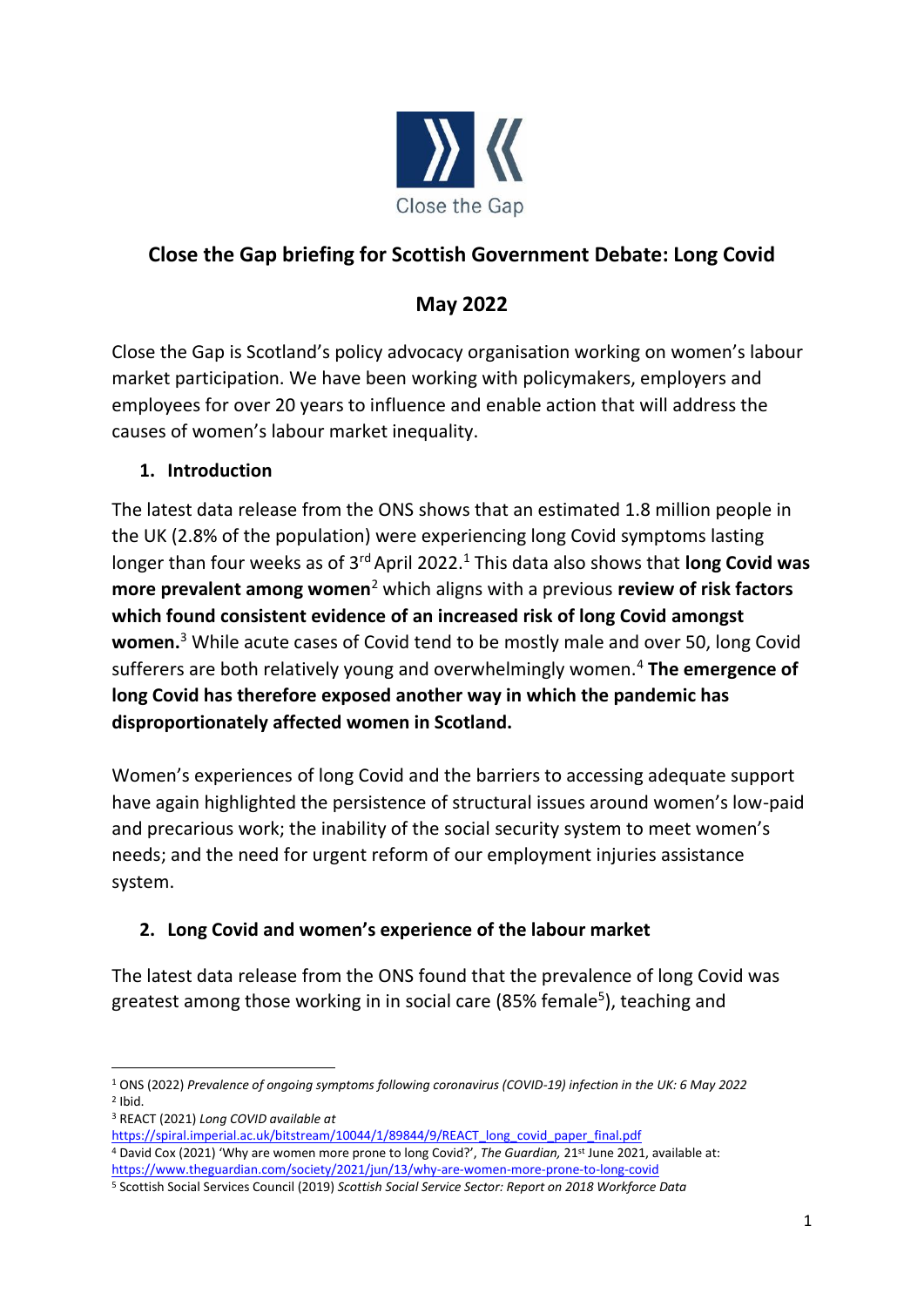Close the Gap

# Close the Gap briefing for Scottish Government Debate: Long Covid

## May 2022

Close the Gap is Scotland's policy advocacy organisation working on women's labour market participation. We have been working with policymakers, employers and employees for over 20 years to influence and enable action that will address the causes of women's labour market inequality.

### 1. Introduction

The latest data release from the ONS shows that an estimated 1.8 million people in the UK (2.8% of the population) were experiencing long Covid symptoms lasting longer than four weeks as of 3rd April 2022.[1] This data also shows that **long Covid was more prevalent among women**[2] which aligns with a previous **review of risk factors which found consistent evidence of an increased risk of long Covid amongst women.**[3] While acute cases of Covid tend to be mostly male and over 50, long Covid sufferers are both relatively young and overwhelmingly women.[4] **The emergence of long Covid has therefore exposed another way in which the pandemic has disproportionately affected women in Scotland.**

Women's experiences of long Covid and the barriers to accessing adequate support have again highlighted the persistence of structural issues around women's low-paid and precarious work; the inability of the social security system to meet women's needs; and the need for urgent reform of our employment injuries assistance system.

### 2. Long Covid and women's experience of the labour market

The latest data release from the ONS found that the prevalence of long Covid was greatest among those working in in social care (85% female[5]), teaching and

---

[1] ONS (2022) *Prevalence of ongoing symptoms following coronavirus (COVID-19) infection in the UK: 6 May 2022*

[2] Ibid.

[3] REACT (2021) *Long COVID available at* https://spiral.imperial.ac.uk/bitstream/10044/1/89844/9/REACT_long_covid_paper_final.pdf

[4] David Cox (2021) 'Why are women more prone to long Covid?', *The Guardian,* 21st June 2021, available at: https://www.theguardian.com/society/2021/jun/13/why-are-women-more-prone-to-long-covid

[5] Scottish Social Services Council (2019) *Scottish Social Service Sector: Report on 2018 Workforce Data*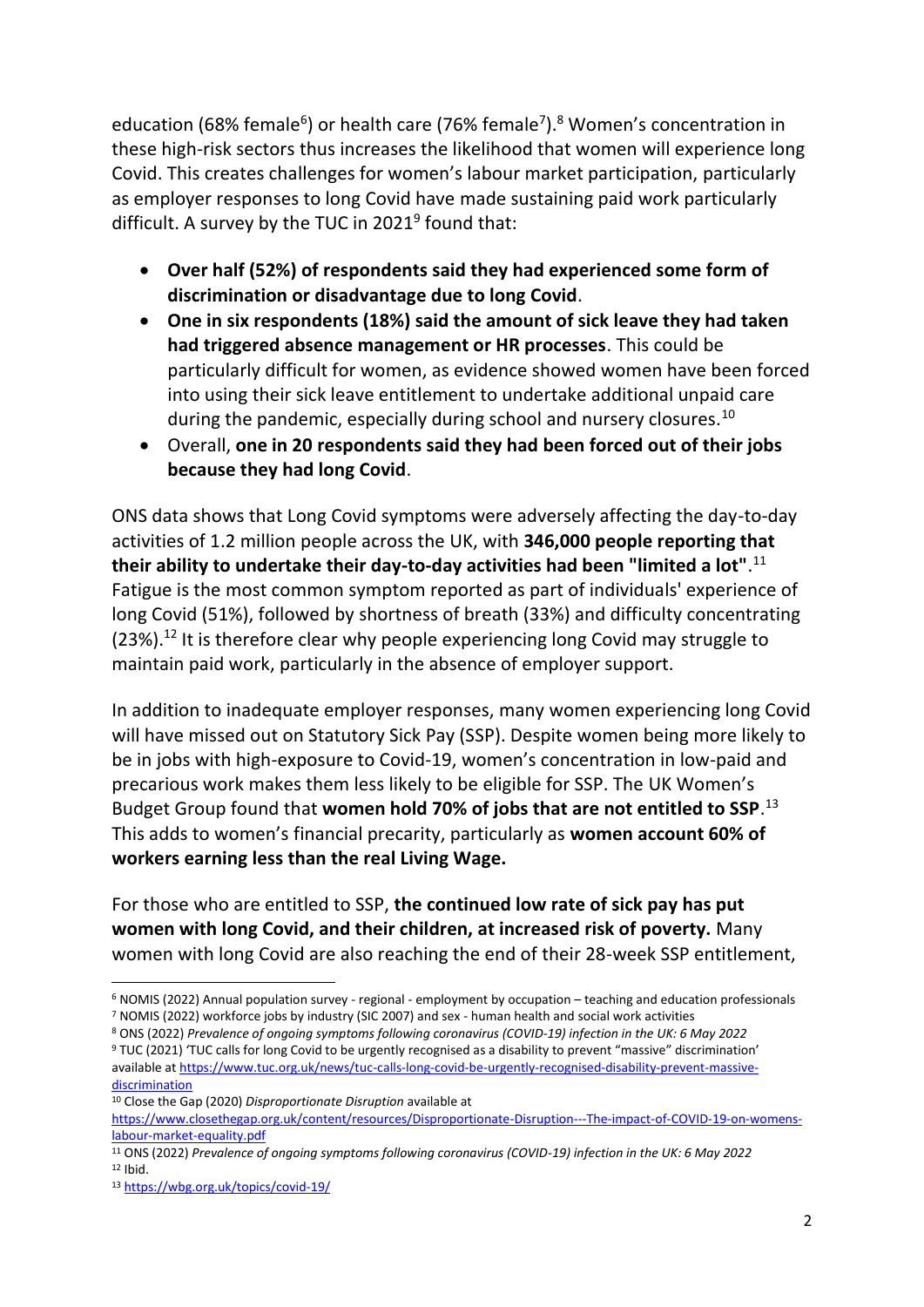education (68% female[6]) or health care (76% female[7]).[8] Women's concentration in these high-risk sectors thus increases the likelihood that women will experience long Covid. This creates challenges for women's labour market participation, particularly as employer responses to long Covid have made sustaining paid work particularly difficult. A survey by the TUC in 2021[9] found that:

- **Over half (52%) of respondents said they had experienced some form of discrimination or disadvantage due to long Covid**.
- **One in six respondents (18%) said the amount of sick leave they had taken had triggered absence management or HR processes**. This could be particularly difficult for women, as evidence showed women have been forced into using their sick leave entitlement to undertake additional unpaid care during the pandemic, especially during school and nursery closures.[10]
- Overall, **one in 20 respondents said they had been forced out of their jobs because they had long Covid**.

ONS data shows that Long Covid symptoms were adversely affecting the day-to-day activities of 1.2 million people across the UK, with **346,000 people reporting that their ability to undertake their day-to-day activities had been "limited a lot"**.[11] Fatigue is the most common symptom reported as part of individuals' experience of long Covid (51%), followed by shortness of breath (33%) and difficulty concentrating (23%).[12] It is therefore clear why people experiencing long Covid may struggle to maintain paid work, particularly in the absence of employer support.

In addition to inadequate employer responses, many women experiencing long Covid will have missed out on Statutory Sick Pay (SSP). Despite women being more likely to be in jobs with high-exposure to Covid-19, women's concentration in low-paid and precarious work makes them less likely to be eligible for SSP. The UK Women's Budget Group found that **women hold 70% of jobs that are not entitled to SSP**.[13] This adds to women's financial precarity, particularly as **women account 60% of workers earning less than the real Living Wage.**

For those who are entitled to SSP, **the continued low rate of sick pay has put women with long Covid, and their children, at increased risk of poverty.** Many women with long Covid are also reaching the end of their 28-week SSP entitlement,

---

[6] NOMIS (2022) Annual population survey - regional - employment by occupation – teaching and education professionals

[7] NOMIS (2022) workforce jobs by industry (SIC 2007) and sex - human health and social work activities

[8] ONS (2022) *Prevalence of ongoing symptoms following coronavirus (COVID-19) infection in the UK: 6 May 2022*

[9] TUC (2021) 'TUC calls for long Covid to be urgently recognised as a disability to prevent "massive" discrimination' available at https://www.tuc.org.uk/news/tuc-calls-long-covid-be-urgently-recognised-disability-prevent-massive-discrimination

[10] Close the Gap (2020) *Disproportionate Disruption* available at https://www.closethegap.org.uk/content/resources/Disproportionate-Disruption---The-impact-of-COVID-19-on-womens-labour-market-equality.pdf

[11] ONS (2022) *Prevalence of ongoing symptoms following coronavirus (COVID-19) infection in the UK: 6 May 2022*

[12] Ibid.

[13] https://wbg.org.uk/topics/covid-19/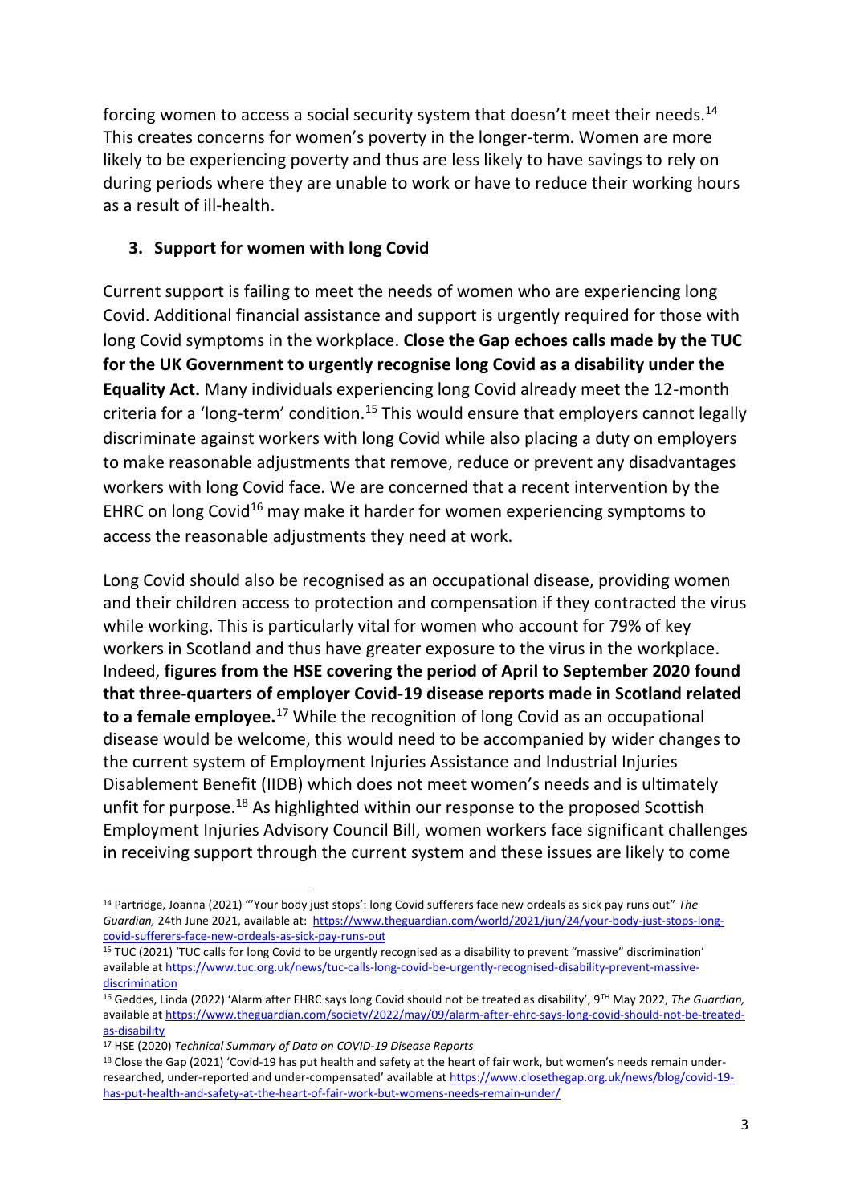forcing women to access a social security system that doesn't meet their needs.[14] This creates concerns for women's poverty in the longer-term. Women are more likely to be experiencing poverty and thus are less likely to have savings to rely on during periods where they are unable to work or have to reduce their working hours as a result of ill-health.

## 3. Support for women with long Covid

Current support is failing to meet the needs of women who are experiencing long Covid. Additional financial assistance and support is urgently required for those with long Covid symptoms in the workplace. **Close the Gap echoes calls made by the TUC for the UK Government to urgently recognise long Covid as a disability under the Equality Act.** Many individuals experiencing long Covid already meet the 12-month criteria for a 'long-term' condition.[15] This would ensure that employers cannot legally discriminate against workers with long Covid while also placing a duty on employers to make reasonable adjustments that remove, reduce or prevent any disadvantages workers with long Covid face. We are concerned that a recent intervention by the EHRC on long Covid[16] may make it harder for women experiencing symptoms to access the reasonable adjustments they need at work.

Long Covid should also be recognised as an occupational disease, providing women and their children access to protection and compensation if they contracted the virus while working. This is particularly vital for women who account for 79% of key workers in Scotland and thus have greater exposure to the virus in the workplace. Indeed, **figures from the HSE covering the period of April to September 2020 found that three-quarters of employer Covid-19 disease reports made in Scotland related to a female employee.**[17] While the recognition of long Covid as an occupational disease would be welcome, this would need to be accompanied by wider changes to the current system of Employment Injuries Assistance and Industrial Injuries Disablement Benefit (IIDB) which does not meet women's needs and is ultimately unfit for purpose.[18] As highlighted within our response to the proposed Scottish Employment Injuries Advisory Council Bill, women workers face significant challenges in receiving support through the current system and these issues are likely to come

---

[14] Partridge, Joanna (2021) "'Your body just stops': long Covid sufferers face new ordeals as sick pay runs out" *The Guardian,* 24th June 2021, available at: https://www.theguardian.com/world/2021/jun/24/your-body-just-stops-long-covid-sufferers-face-new-ordeals-as-sick-pay-runs-out

[15] TUC (2021) 'TUC calls for long Covid to be urgently recognised as a disability to prevent "massive" discrimination' available at https://www.tuc.org.uk/news/tuc-calls-long-covid-be-urgently-recognised-disability-prevent-massive-discrimination

[16] Geddes, Linda (2022) 'Alarm after EHRC says long Covid should not be treated as disability', 9TH May 2022, *The Guardian,* available at https://www.theguardian.com/society/2022/may/09/alarm-after-ehrc-says-long-covid-should-not-be-treated-as-disability

[17] HSE (2020) *Technical Summary of Data on COVID-19 Disease Reports*

[18] Close the Gap (2021) 'Covid-19 has put health and safety at the heart of fair work, but women's needs remain under-researched, under-reported and under-compensated' available at https://www.closethegap.org.uk/news/blog/covid-19-has-put-health-and-safety-at-the-heart-of-fair-work-but-womens-needs-remain-under/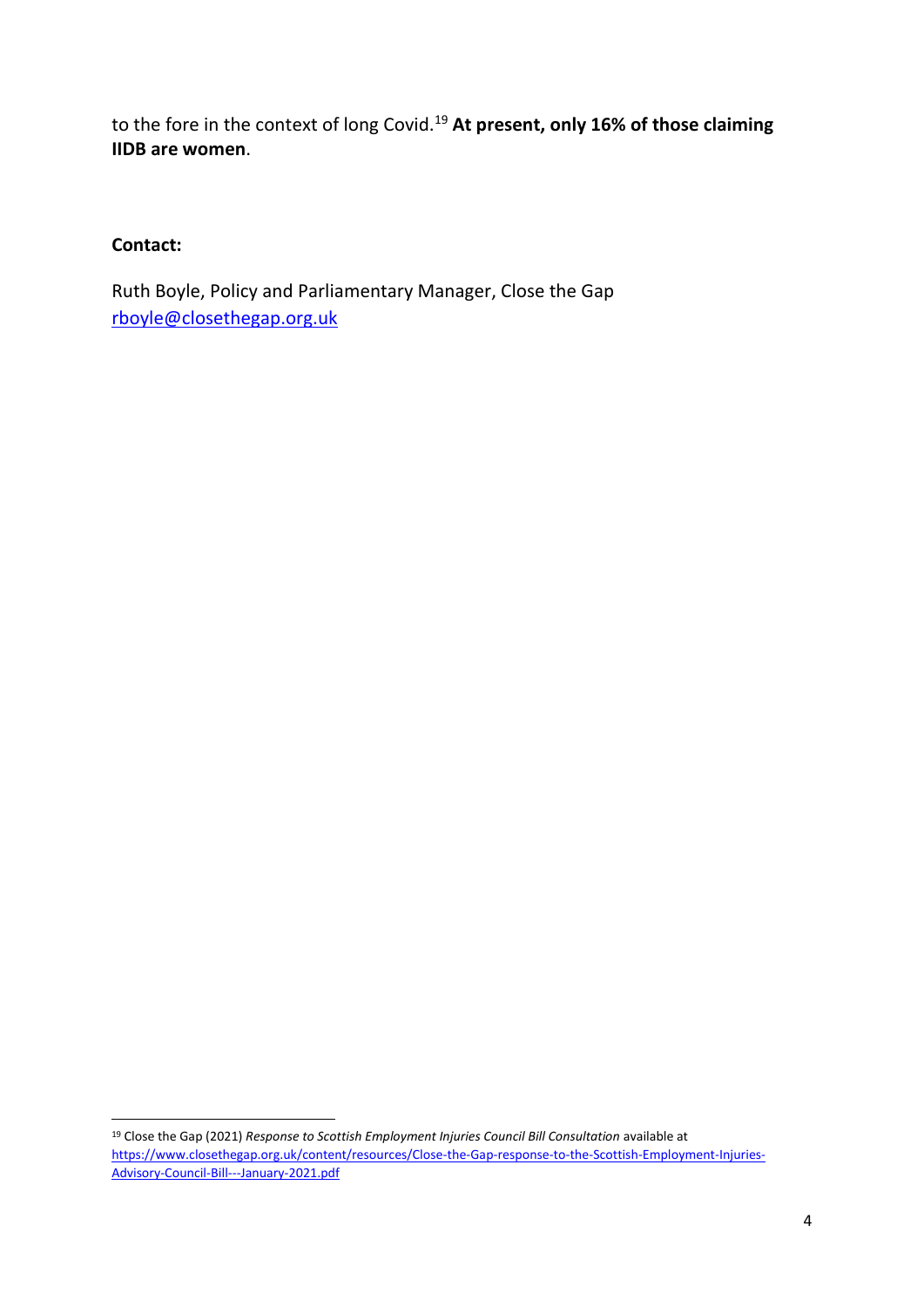to the fore in the context of long Covid.[19] **At present, only 16% of those claiming IIDB are women**.

**Contact:**

Ruth Boyle, Policy and Parliamentary Manager, Close the Gap
rboyle@closethegap.org.uk

[19] Close the Gap (2021) *Response to Scottish Employment Injuries Council Bill Consultation* available at https://www.closethegap.org.uk/content/resources/Close-the-Gap-response-to-the-Scottish-Employment-Injuries-Advisory-Council-Bill---January-2021.pdf